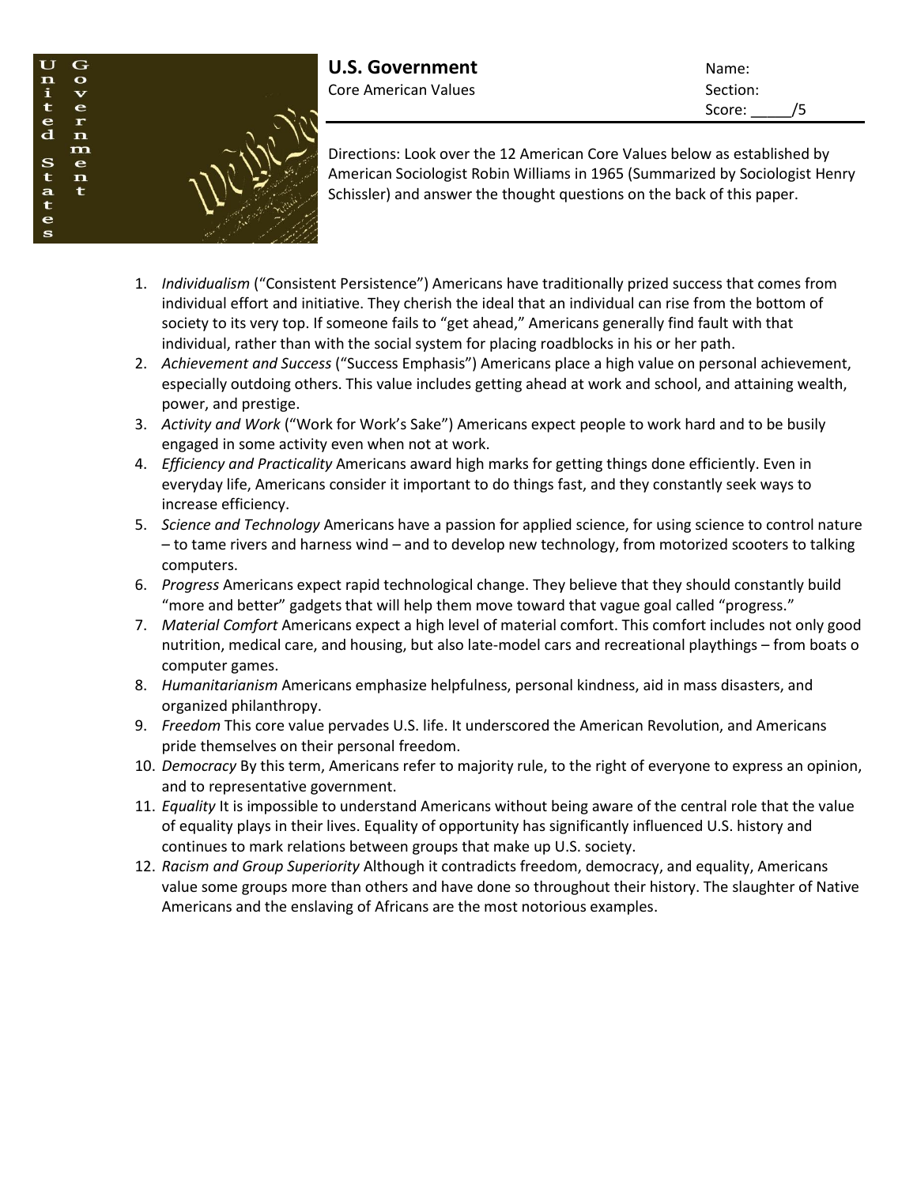# U.S. Government

Core American Values

Name:

Section:

Score: _____/5

Directions: Look over the 12 American Core Values below as established by American Sociologist Robin Williams in 1965 (Summarized by Sociologist Henry Schissler) and answer the thought questions on the back of this paper.

1. *Individualism* ("Consistent Persistence") Americans have traditionally prized success that comes from individual effort and initiative. They cherish the ideal that an individual can rise from the bottom of society to its very top. If someone fails to "get ahead," Americans generally find fault with that individual, rather than with the social system for placing roadblocks in his or her path.
2. *Achievement and Success* ("Success Emphasis") Americans place a high value on personal achievement, especially outdoing others. This value includes getting ahead at work and school, and attaining wealth, power, and prestige.
3. *Activity and Work* ("Work for Work's Sake") Americans expect people to work hard and to be busily engaged in some activity even when not at work.
4. *Efficiency and Practicality* Americans award high marks for getting things done efficiently. Even in everyday life, Americans consider it important to do things fast, and they constantly seek ways to increase efficiency.
5. *Science and Technology* Americans have a passion for applied science, for using science to control nature – to tame rivers and harness wind – and to develop new technology, from motorized scooters to talking computers.
6. *Progress* Americans expect rapid technological change. They believe that they should constantly build "more and better" gadgets that will help them move toward that vague goal called "progress."
7. *Material Comfort* Americans expect a high level of material comfort. This comfort includes not only good nutrition, medical care, and housing, but also late-model cars and recreational playthings – from boats o computer games.
8. *Humanitarianism* Americans emphasize helpfulness, personal kindness, aid in mass disasters, and organized philanthropy.
9. *Freedom* This core value pervades U.S. life. It underscored the American Revolution, and Americans pride themselves on their personal freedom.
10. *Democracy* By this term, Americans refer to majority rule, to the right of everyone to express an opinion, and to representative government.
11. *Equality* It is impossible to understand Americans without being aware of the central role that the value of equality plays in their lives. Equality of opportunity has significantly influenced U.S. history and continues to mark relations between groups that make up U.S. society.
12. *Racism and Group Superiority* Although it contradicts freedom, democracy, and equality, Americans value some groups more than others and have done so throughout their history. The slaughter of Native Americans and the enslaving of Africans are the most notorious examples.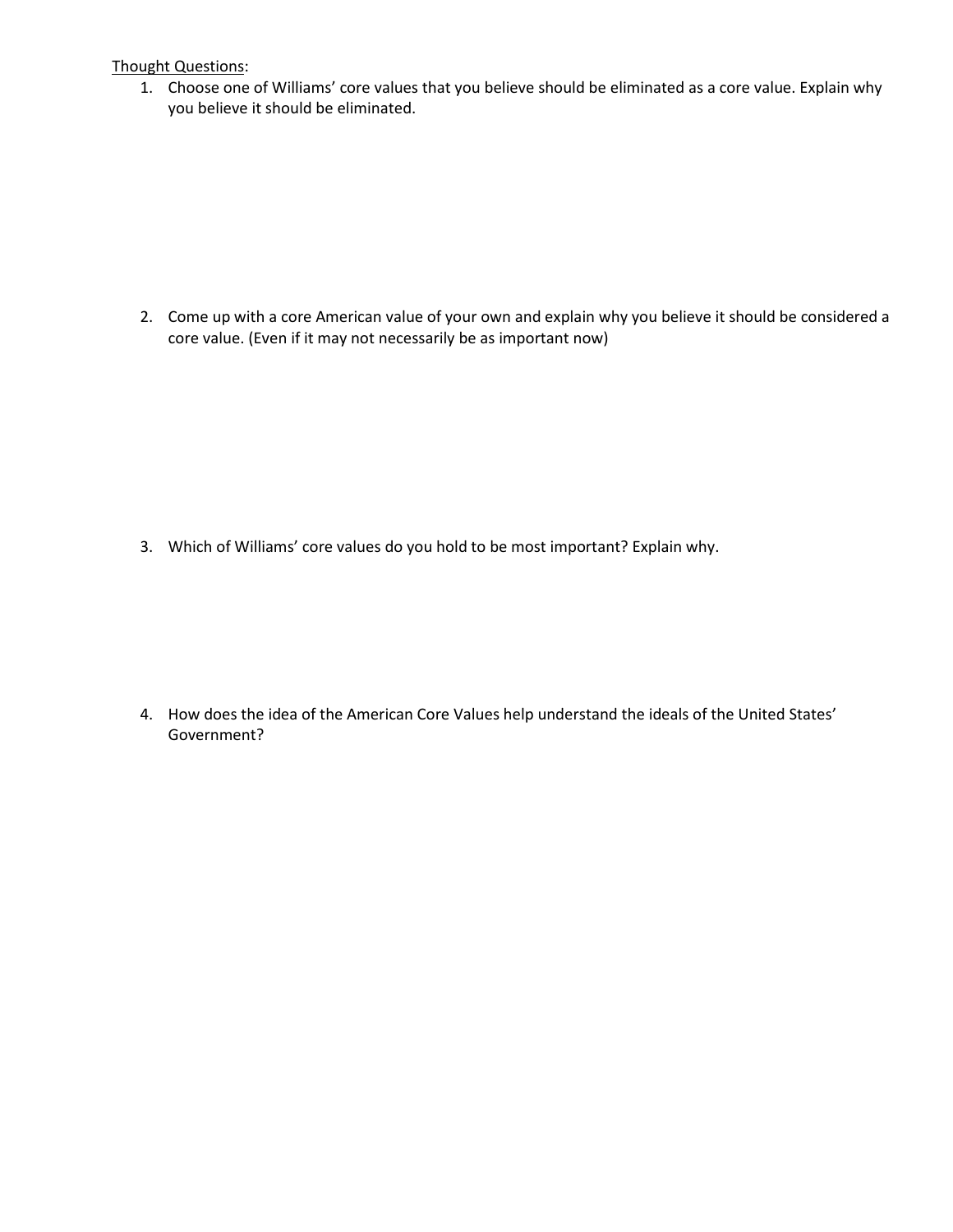Thought Questions:

1. Choose one of Williams' core values that you believe should be eliminated as a core value. Explain why you believe it should be eliminated.

2. Come up with a core American value of your own and explain why you believe it should be considered a core value. (Even if it may not necessarily be as important now)

3. Which of Williams' core values do you hold to be most important? Explain why.

4. How does the idea of the American Core Values help understand the ideals of the United States' Government?